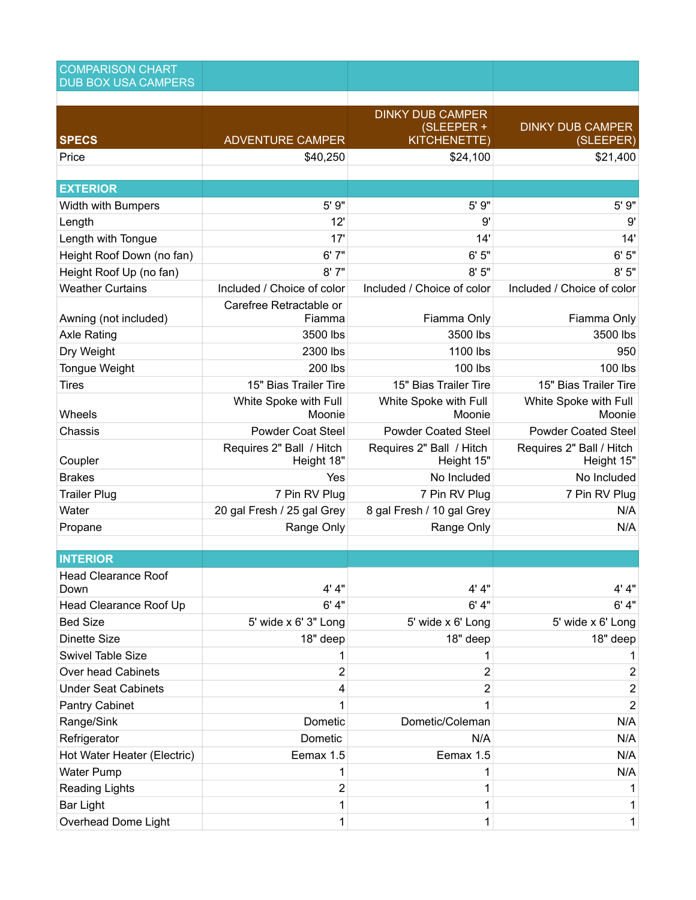# COMPARISON CHART DUB BOX USA CAMPERS

| SPECS | ADVENTURE CAMPER | DINKY DUB CAMPER (SLEEPER + KITCHENETTE) | DINKY DUB CAMPER (SLEEPER) |
|---|---|---|---|
| Price | $40,250 | $24,100 | $21,400 |
| | | | |
| **EXTERIOR** | | | |
| Width with Bumpers | 5' 9" | 5' 9" | 5' 9" |
| Length | 12' | 9' | 9' |
| Length with Tongue | 17' | 14' | 14' |
| Height Roof Down (no fan) | 6' 7" | 6' 5" | 6' 5" |
| Height Roof Up (no fan) | 8' 7" | 8' 5" | 8' 5" |
| Weather Curtains | Included / Choice of color | Included / Choice of color | Included / Choice of color |
| Awning (not included) | Carefree Retractable or Fiamma | Fiamma Only | Fiamma Only |
| Axle Rating | 3500 lbs | 3500 lbs | 3500 lbs |
| Dry Weight | 2300 lbs | 1100 lbs | 950 |
| Tongue Weight | 200 lbs | 100 lbs | 100 lbs |
| Tires | 15" Bias Trailer Tire | 15" Bias Trailer Tire | 15" Bias Trailer Tire |
| Wheels | White Spoke with Full Moonie | White Spoke with Full Moonie | White Spoke with Full Moonie |
| Chassis | Powder Coat Steel | Powder Coated Steel | Powder Coated Steel |
| Coupler | Requires 2" Ball / Hitch Height 18" | Requires 2" Ball / Hitch Height 15" | Requires 2" Ball / Hitch Height 15" |
| Brakes | Yes | No Included | No Included |
| Trailer Plug | 7 Pin RV Plug | 7 Pin RV Plug | 7 Pin RV Plug |
| Water | 20 gal Fresh / 25 gal Grey | 8 gal Fresh / 10 gal Grey | N/A |
| Propane | Range Only | Range Only | N/A |
| | | | |
| **INTERIOR** | | | |
| Head Clearance Roof Down | 4' 4" | 4' 4" | 4' 4" |
| Head Clearance Roof Up | 6' 4" | 6' 4" | 6' 4" |
| Bed Size | 5' wide x 6' 3" Long | 5' wide x 6' Long | 5' wide x 6' Long |
| Dinette Size | 18" deep | 18" deep | 18" deep |
| Swivel Table Size | 1 | 1 | 1 |
| Over head Cabinets | 2 | 2 | 2 |
| Under Seat Cabinets | 4 | 2 | 2 |
| Pantry Cabinet | 1 | 1 | 2 |
| Range/Sink | Dometic | Dometic/Coleman | N/A |
| Refrigerator | Dometic | N/A | N/A |
| Hot Water Heater (Electric) | Eemax 1.5 | Eemax 1.5 | N/A |
| Water Pump | 1 | 1 | N/A |
| Reading Lights | 2 | 1 | 1 |
| Bar Light | 1 | 1 | 1 |
| Overhead Dome Light | 1 | 1 | 1 |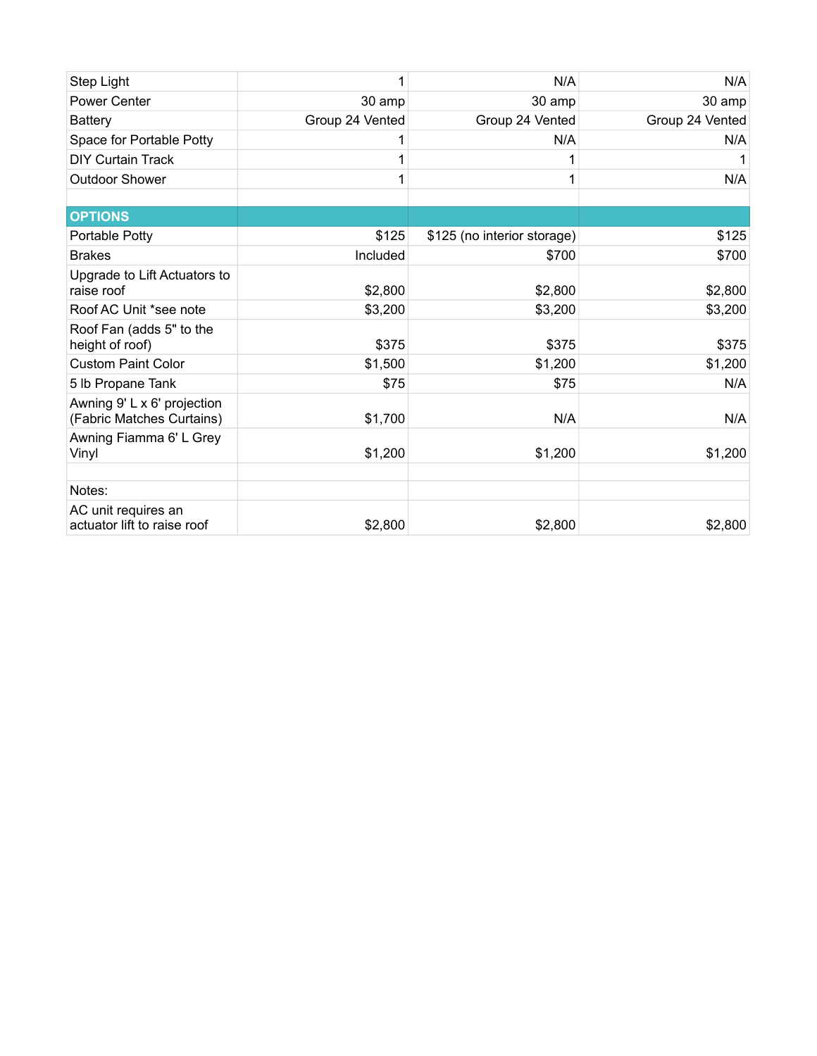| | | | |
|---|---|---|---|
| Step Light | 1 | N/A | N/A |
| Power Center | 30 amp | 30 amp | 30 amp |
| Battery | Group 24 Vented | Group 24 Vented | Group 24 Vented |
| Space for Portable Potty | 1 | N/A | N/A |
| DIY Curtain Track | 1 | 1 | 1 |
| Outdoor Shower | 1 | 1 | N/A |
| | | | |
| **OPTIONS** | | | |
| Portable Potty | $125 | $125 (no interior storage) | $125 |
| Brakes | Included | $700 | $700 |
| Upgrade to Lift Actuators to raise roof | $2,800 | $2,800 | $2,800 |
| Roof AC Unit *see note | $3,200 | $3,200 | $3,200 |
| Roof Fan (adds 5" to the height of roof) | $375 | $375 | $375 |
| Custom Paint Color | $1,500 | $1,200 | $1,200 |
| 5 lb Propane Tank | $75 | $75 | N/A |
| Awning 9' L x 6' projection (Fabric Matches Curtains) | $1,700 | N/A | N/A |
| Awning Fiamma 6' L Grey Vinyl | $1,200 | $1,200 | $1,200 |
| | | | |
| Notes: | | | |
| AC unit requires an actuator lift to raise roof | $2,800 | $2,800 | $2,800 |